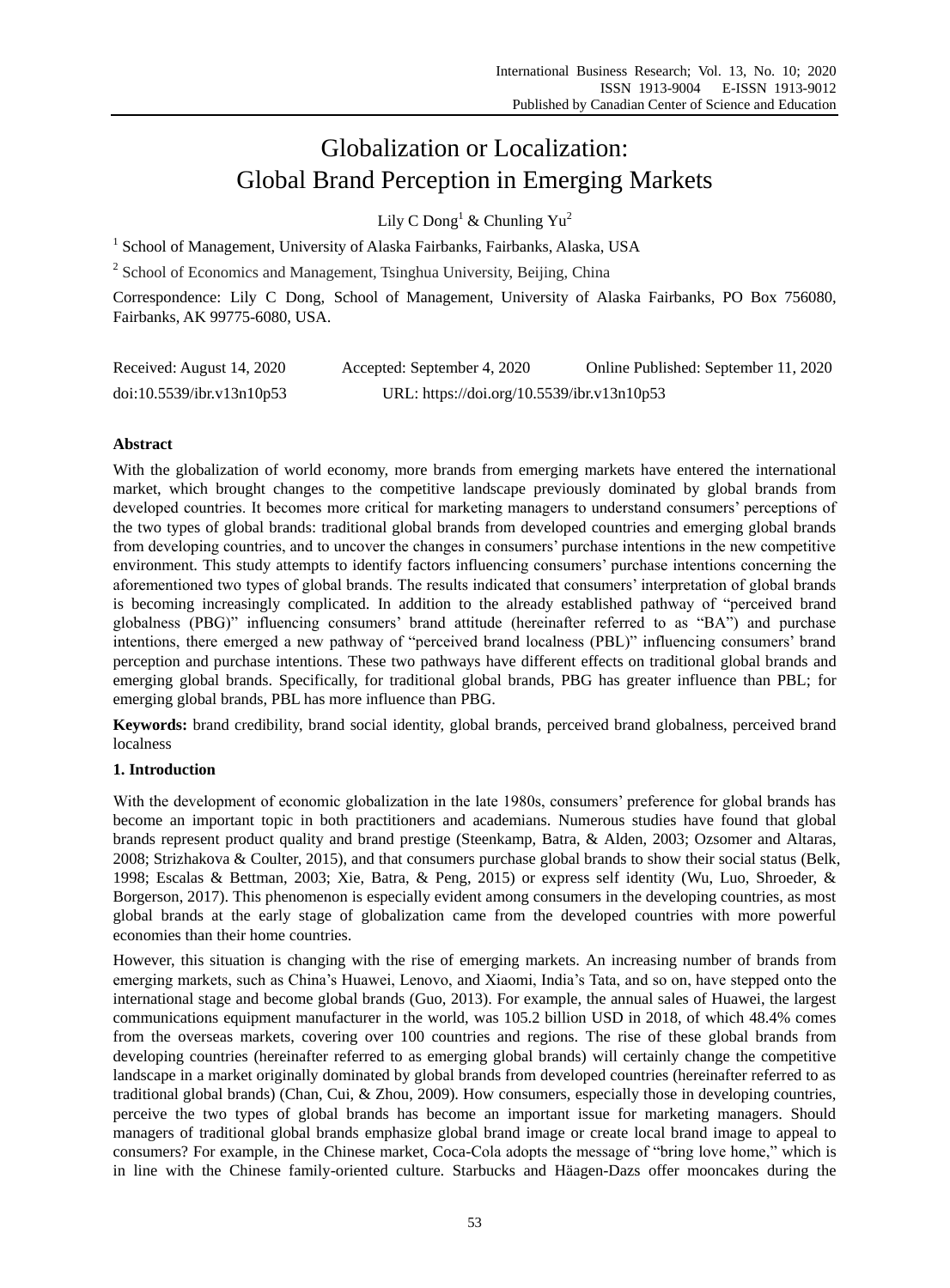# Globalization or Localization: Global Brand Perception in Emerging Markets

Lily C Dong[1] & Chunling Yu[2]

[1] School of Management, University of Alaska Fairbanks, Fairbanks, Alaska, USA

[2] School of Economics and Management, Tsinghua University, Beijing, China

Correspondence: Lily C Dong, School of Management, University of Alaska Fairbanks, PO Box 756080, Fairbanks, AK 99775-6080, USA.

Received: August 14, 2020 Accepted: September 4, 2020 Online Published: September 11, 2020

doi:10.5539/ibr.v13n10p53 URL: https://doi.org/10.5539/ibr.v13n10p53

**Abstract**

With the globalization of world economy, more brands from emerging markets have entered the international market, which brought changes to the competitive landscape previously dominated by global brands from developed countries. It becomes more critical for marketing managers to understand consumers' perceptions of the two types of global brands: traditional global brands from developed countries and emerging global brands from developing countries, and to uncover the changes in consumers' purchase intentions in the new competitive environment. This study attempts to identify factors influencing consumers' purchase intentions concerning the aforementioned two types of global brands. The results indicated that consumers' interpretation of global brands is becoming increasingly complicated. In addition to the already established pathway of "perceived brand globalness (PBG)" influencing consumers' brand attitude (hereinafter referred to as "BA") and purchase intentions, there emerged a new pathway of "perceived brand localness (PBL)" influencing consumers' brand perception and purchase intentions. These two pathways have different effects on traditional global brands and emerging global brands. Specifically, for traditional global brands, PBG has greater influence than PBL; for emerging global brands, PBL has more influence than PBG.

**Keywords:** brand credibility, brand social identity, global brands, perceived brand globalness, perceived brand localness

## 1. Introduction

With the development of economic globalization in the late 1980s, consumers' preference for global brands has become an important topic in both practitioners and academians. Numerous studies have found that global brands represent product quality and brand prestige (Steenkamp, Batra, & Alden, 2003; Ozsomer and Altaras, 2008; Strizhakova & Coulter, 2015), and that consumers purchase global brands to show their social status (Belk, 1998; Escalas & Bettman, 2003; Xie, Batra, & Peng, 2015) or express self identity (Wu, Luo, Shroeder, & Borgerson, 2017). This phenomenon is especially evident among consumers in the developing countries, as most global brands at the early stage of globalization came from the developed countries with more powerful economies than their home countries.

However, this situation is changing with the rise of emerging markets. An increasing number of brands from emerging markets, such as China's Huawei, Lenovo, and Xiaomi, India's Tata, and so on, have stepped onto the international stage and become global brands (Guo, 2013). For example, the annual sales of Huawei, the largest communications equipment manufacturer in the world, was 105.2 billion USD in 2018, of which 48.4% comes from the overseas markets, covering over 100 countries and regions. The rise of these global brands from developing countries (hereinafter referred to as emerging global brands) will certainly change the competitive landscape in a market originally dominated by global brands from developed countries (hereinafter referred to as traditional global brands) (Chan, Cui, & Zhou, 2009). How consumers, especially those in developing countries, perceive the two types of global brands has become an important issue for marketing managers. Should managers of traditional global brands emphasize global brand image or create local brand image to appeal to consumers? For example, in the Chinese market, Coca-Cola adopts the message of "bring love home," which is in line with the Chinese family-oriented culture. Starbucks and Häagen-Dazs offer mooncakes during the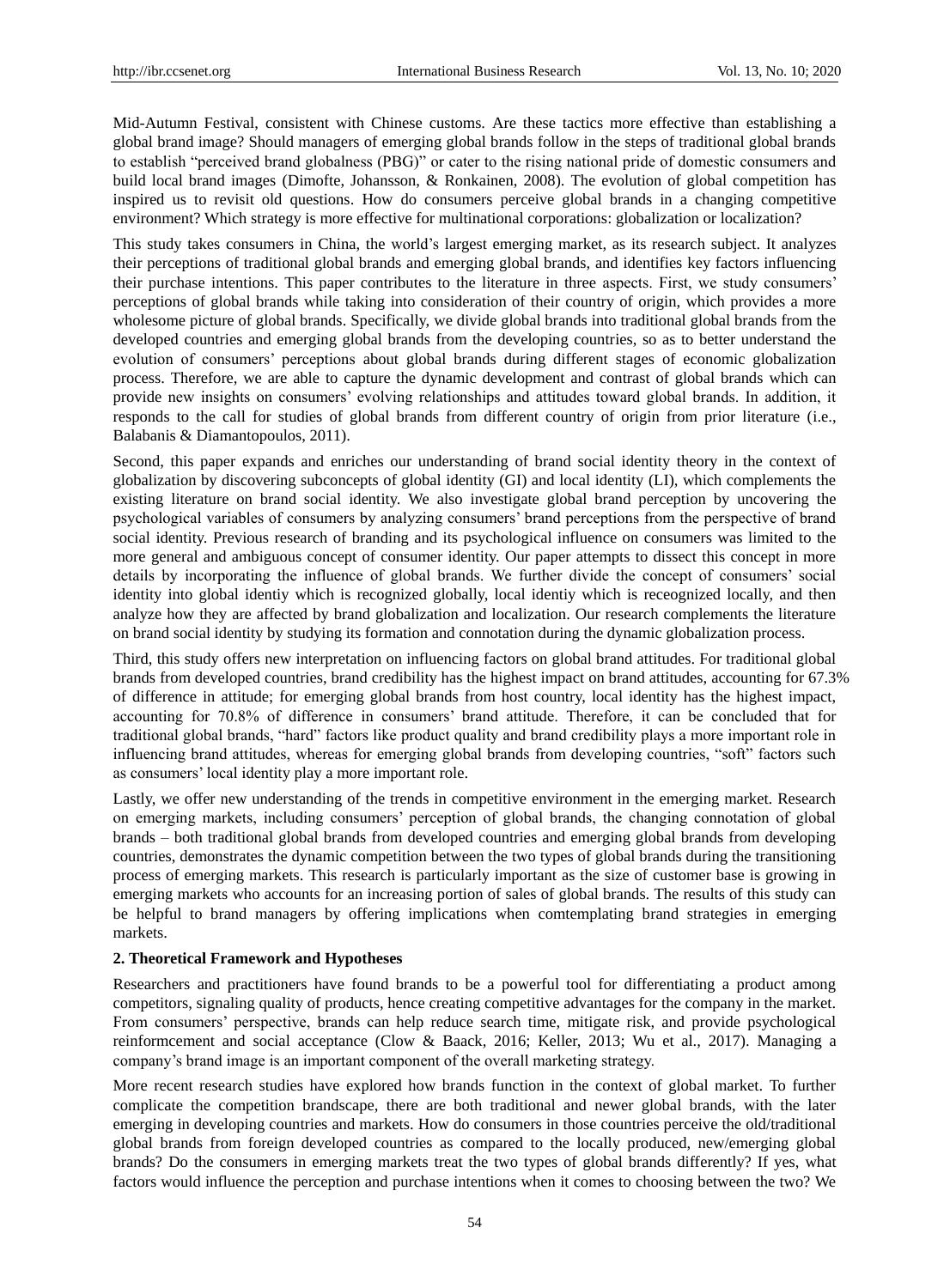Mid-Autumn Festival, consistent with Chinese customs. Are these tactics more effective than establishing a global brand image? Should managers of emerging global brands follow in the steps of traditional global brands to establish "perceived brand globalness (PBG)" or cater to the rising national pride of domestic consumers and build local brand images (Dimofte, Johansson, & Ronkainen, 2008). The evolution of global competition has inspired us to revisit old questions. How do consumers perceive global brands in a changing competitive environment? Which strategy is more effective for multinational corporations: globalization or localization?

This study takes consumers in China, the world's largest emerging market, as its research subject. It analyzes their perceptions of traditional global brands and emerging global brands, and identifies key factors influencing their purchase intentions. This paper contributes to the literature in three aspects. First, we study consumers' perceptions of global brands while taking into consideration of their country of origin, which provides a more wholesome picture of global brands. Specifically, we divide global brands into traditional global brands from the developed countries and emerging global brands from the developing countries, so as to better understand the evolution of consumers' perceptions about global brands during different stages of economic globalization process. Therefore, we are able to capture the dynamic development and contrast of global brands which can provide new insights on consumers' evolving relationships and attitudes toward global brands. In addition, it responds to the call for studies of global brands from different country of origin from prior literature (i.e., Balabanis & Diamantopoulos, 2011).

Second, this paper expands and enriches our understanding of brand social identity theory in the context of globalization by discovering subconcepts of global identity (GI) and local identity (LI), which complements the existing literature on brand social identity. We also investigate global brand perception by uncovering the psychological variables of consumers by analyzing consumers' brand perceptions from the perspective of brand social identity. Previous research of branding and its psychological influence on consumers was limited to the more general and ambiguous concept of consumer identity. Our paper attempts to dissect this concept in more details by incorporating the influence of global brands. We further divide the concept of consumers' social identity into global identiy which is recognized globally, local identiy which is receognized locally, and then analyze how they are affected by brand globalization and localization. Our research complements the literature on brand social identity by studying its formation and connotation during the dynamic globalization process.

Third, this study offers new interpretation on influencing factors on global brand attitudes. For traditional global brands from developed countries, brand credibility has the highest impact on brand attitudes, accounting for 67.3% of difference in attitude; for emerging global brands from host country, local identity has the highest impact, accounting for 70.8% of difference in consumers' brand attitude. Therefore, it can be concluded that for traditional global brands, "hard" factors like product quality and brand credibility plays a more important role in influencing brand attitudes, whereas for emerging global brands from developing countries, "soft" factors such as consumers' local identity play a more important role.

Lastly, we offer new understanding of the trends in competitive environment in the emerging market. Research on emerging markets, including consumers' perception of global brands, the changing connotation of global brands – both traditional global brands from developed countries and emerging global brands from developing countries, demonstrates the dynamic competition between the two types of global brands during the transitioning process of emerging markets. This research is particularly important as the size of customer base is growing in emerging markets who accounts for an increasing portion of sales of global brands. The results of this study can be helpful to brand managers by offering implications when comtemplating brand strategies in emerging markets.

## 2. Theoretical Framework and Hypotheses

Researchers and practitioners have found brands to be a powerful tool for differentiating a product among competitors, signaling quality of products, hence creating competitive advantages for the company in the market. From consumers' perspective, brands can help reduce search time, mitigate risk, and provide psychological reinformcement and social acceptance (Clow & Baack, 2016; Keller, 2013; Wu et al., 2017). Managing a company's brand image is an important component of the overall marketing strategy.

More recent research studies have explored how brands function in the context of global market. To further complicate the competition brandscape, there are both traditional and newer global brands, with the later emerging in developing countries and markets. How do consumers in those countries perceive the old/traditional global brands from foreign developed countries as compared to the locally produced, new/emerging global brands? Do the consumers in emerging markets treat the two types of global brands differently? If yes, what factors would influence the perception and purchase intentions when it comes to choosing between the two? We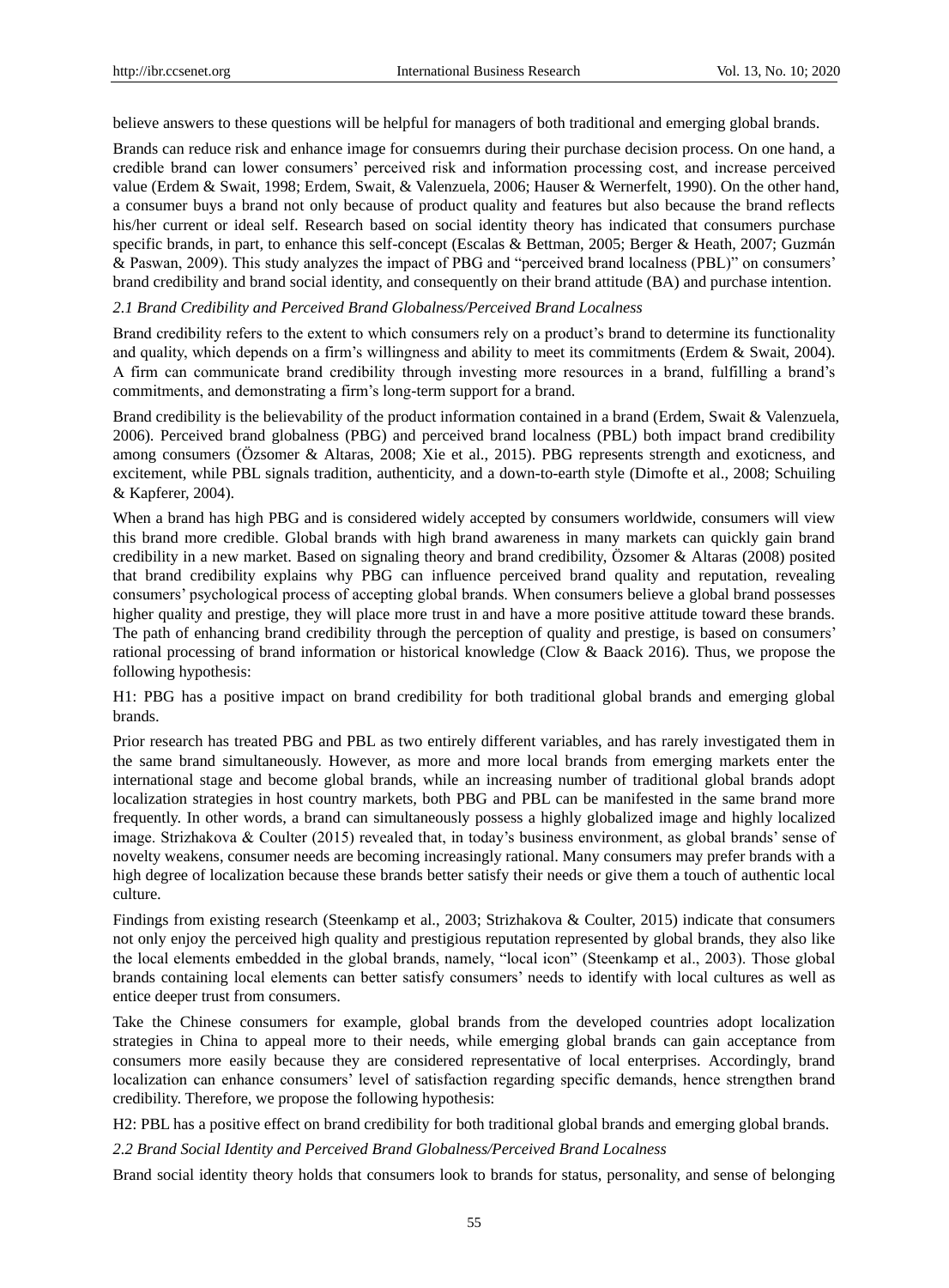believe answers to these questions will be helpful for managers of both traditional and emerging global brands.

Brands can reduce risk and enhance image for consuemrs during their purchase decision process. On one hand, a credible brand can lower consumers' perceived risk and information processing cost, and increase perceived value (Erdem & Swait, 1998; Erdem, Swait, & Valenzuela, 2006; Hauser & Wernerfelt, 1990). On the other hand, a consumer buys a brand not only because of product quality and features but also because the brand reflects his/her current or ideal self. Research based on social identity theory has indicated that consumers purchase specific brands, in part, to enhance this self-concept (Escalas & Bettman, 2005; Berger & Heath, 2007; Guzmán & Paswan, 2009). This study analyzes the impact of PBG and "perceived brand localness (PBL)" on consumers' brand credibility and brand social identity, and consequently on their brand attitude (BA) and purchase intention.

### *2.1 Brand Credibility and Perceived Brand Globalness/Perceived Brand Localness*

Brand credibility refers to the extent to which consumers rely on a product's brand to determine its functionality and quality, which depends on a firm's willingness and ability to meet its commitments (Erdem & Swait, 2004). A firm can communicate brand credibility through investing more resources in a brand, fulfilling a brand's commitments, and demonstrating a firm's long-term support for a brand.

Brand credibility is the believability of the product information contained in a brand (Erdem, Swait & Valenzuela, 2006). Perceived brand globalness (PBG) and perceived brand localness (PBL) both impact brand credibility among consumers (Özsomer & Altaras, 2008; Xie et al., 2015). PBG represents strength and exoticness, and excitement, while PBL signals tradition, authenticity, and a down-to-earth style (Dimofte et al., 2008; Schuiling & Kapferer, 2004).

When a brand has high PBG and is considered widely accepted by consumers worldwide, consumers will view this brand more credible. Global brands with high brand awareness in many markets can quickly gain brand credibility in a new market. Based on signaling theory and brand credibility, Özsomer & Altaras (2008) posited that brand credibility explains why PBG can influence perceived brand quality and reputation, revealing consumers' psychological process of accepting global brands. When consumers believe a global brand possesses higher quality and prestige, they will place more trust in and have a more positive attitude toward these brands. The path of enhancing brand credibility through the perception of quality and prestige, is based on consumers' rational processing of brand information or historical knowledge (Clow & Baack 2016). Thus, we propose the following hypothesis:

H1: PBG has a positive impact on brand credibility for both traditional global brands and emerging global brands.

Prior research has treated PBG and PBL as two entirely different variables, and has rarely investigated them in the same brand simultaneously. However, as more and more local brands from emerging markets enter the international stage and become global brands, while an increasing number of traditional global brands adopt localization strategies in host country markets, both PBG and PBL can be manifested in the same brand more frequently. In other words, a brand can simultaneously possess a highly globalized image and highly localized image. Strizhakova & Coulter (2015) revealed that, in today's business environment, as global brands' sense of novelty weakens, consumer needs are becoming increasingly rational. Many consumers may prefer brands with a high degree of localization because these brands better satisfy their needs or give them a touch of authentic local culture.

Findings from existing research (Steenkamp et al., 2003; Strizhakova & Coulter, 2015) indicate that consumers not only enjoy the perceived high quality and prestigious reputation represented by global brands, they also like the local elements embedded in the global brands, namely, "local icon" (Steenkamp et al., 2003). Those global brands containing local elements can better satisfy consumers' needs to identify with local cultures as well as entice deeper trust from consumers.

Take the Chinese consumers for example, global brands from the developed countries adopt localization strategies in China to appeal more to their needs, while emerging global brands can gain acceptance from consumers more easily because they are considered representative of local enterprises. Accordingly, brand localization can enhance consumers' level of satisfaction regarding specific demands, hence strengthen brand credibility. Therefore, we propose the following hypothesis:

H2: PBL has a positive effect on brand credibility for both traditional global brands and emerging global brands.

### *2.2 Brand Social Identity and Perceived Brand Globalness/Perceived Brand Localness*

Brand social identity theory holds that consumers look to brands for status, personality, and sense of belonging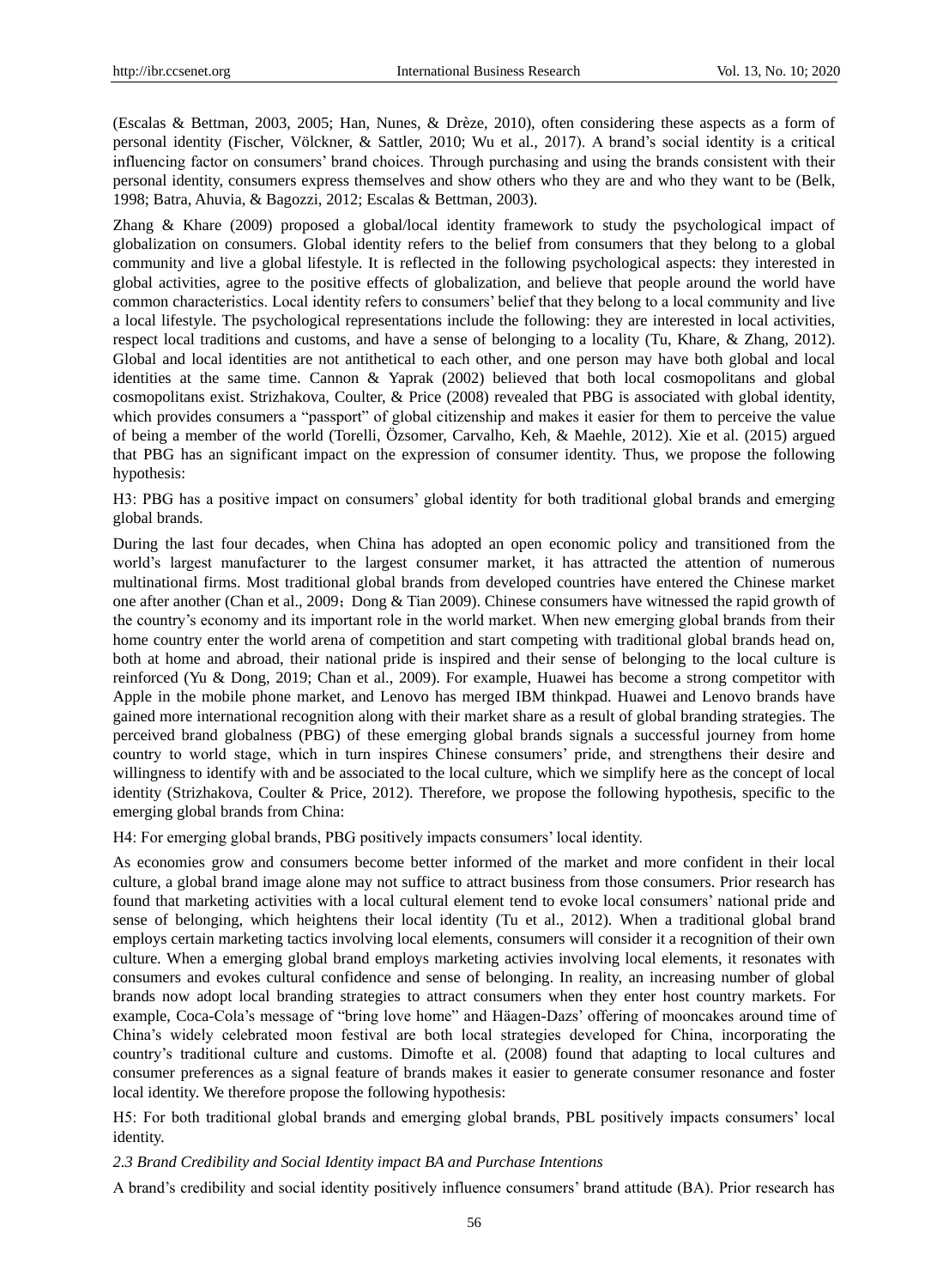(Escalas & Bettman, 2003, 2005; Han, Nunes, & Drèze, 2010), often considering these aspects as a form of personal identity (Fischer, Völckner, & Sattler, 2010; Wu et al., 2017). A brand's social identity is a critical influencing factor on consumers' brand choices. Through purchasing and using the brands consistent with their personal identity, consumers express themselves and show others who they are and who they want to be (Belk, 1998; Batra, Ahuvia, & Bagozzi, 2012; Escalas & Bettman, 2003).

Zhang & Khare (2009) proposed a global/local identity framework to study the psychological impact of globalization on consumers. Global identity refers to the belief from consumers that they belong to a global community and live a global lifestyle. It is reflected in the following psychological aspects: they interested in global activities, agree to the positive effects of globalization, and believe that people around the world have common characteristics. Local identity refers to consumers' belief that they belong to a local community and live a local lifestyle. The psychological representations include the following: they are interested in local activities, respect local traditions and customs, and have a sense of belonging to a locality (Tu, Khare, & Zhang, 2012). Global and local identities are not antithetical to each other, and one person may have both global and local identities at the same time. Cannon & Yaprak (2002) believed that both local cosmopolitans and global cosmopolitans exist. Strizhakova, Coulter, & Price (2008) revealed that PBG is associated with global identity, which provides consumers a "passport" of global citizenship and makes it easier for them to perceive the value of being a member of the world (Torelli, Özsomer, Carvalho, Keh, & Maehle, 2012). Xie et al. (2015) argued that PBG has an significant impact on the expression of consumer identity. Thus, we propose the following hypothesis:

H3: PBG has a positive impact on consumers' global identity for both traditional global brands and emerging global brands.

During the last four decades, when China has adopted an open economic policy and transitioned from the world's largest manufacturer to the largest consumer market, it has attracted the attention of numerous multinational firms. Most traditional global brands from developed countries have entered the Chinese market one after another (Chan et al., 2009；Dong & Tian 2009). Chinese consumers have witnessed the rapid growth of the country's economy and its important role in the world market. When new emerging global brands from their home country enter the world arena of competition and start competing with traditional global brands head on, both at home and abroad, their national pride is inspired and their sense of belonging to the local culture is reinforced (Yu & Dong, 2019; Chan et al., 2009). For example, Huawei has become a strong competitor with Apple in the mobile phone market, and Lenovo has merged IBM thinkpad. Huawei and Lenovo brands have gained more international recognition along with their market share as a result of global branding strategies. The perceived brand globalness (PBG) of these emerging global brands signals a successful journey from home country to world stage, which in turn inspires Chinese consumers' pride, and strengthens their desire and willingness to identify with and be associated to the local culture, which we simplify here as the concept of local identity (Strizhakova, Coulter & Price, 2012). Therefore, we propose the following hypothesis, specific to the emerging global brands from China:

H4: For emerging global brands, PBG positively impacts consumers' local identity.

As economies grow and consumers become better informed of the market and more confident in their local culture, a global brand image alone may not suffice to attract business from those consumers. Prior research has found that marketing activities with a local cultural element tend to evoke local consumers' national pride and sense of belonging, which heightens their local identity (Tu et al., 2012). When a traditional global brand employs certain marketing tactics involving local elements, consumers will consider it a recognition of their own culture. When a emerging global brand employs marketing activies involving local elements, it resonates with consumers and evokes cultural confidence and sense of belonging. In reality, an increasing number of global brands now adopt local branding strategies to attract consumers when they enter host country markets. For example, Coca-Cola's message of "bring love home" and Häagen-Dazs' offering of mooncakes around time of China's widely celebrated moon festival are both local strategies developed for China, incorporating the country's traditional culture and customs. Dimofte et al. (2008) found that adapting to local cultures and consumer preferences as a signal feature of brands makes it easier to generate consumer resonance and foster local identity. We therefore propose the following hypothesis:

H5: For both traditional global brands and emerging global brands, PBL positively impacts consumers' local identity.

### *2.3 Brand Credibility and Social Identity impact BA and Purchase Intentions*

A brand's credibility and social identity positively influence consumers' brand attitude (BA). Prior research has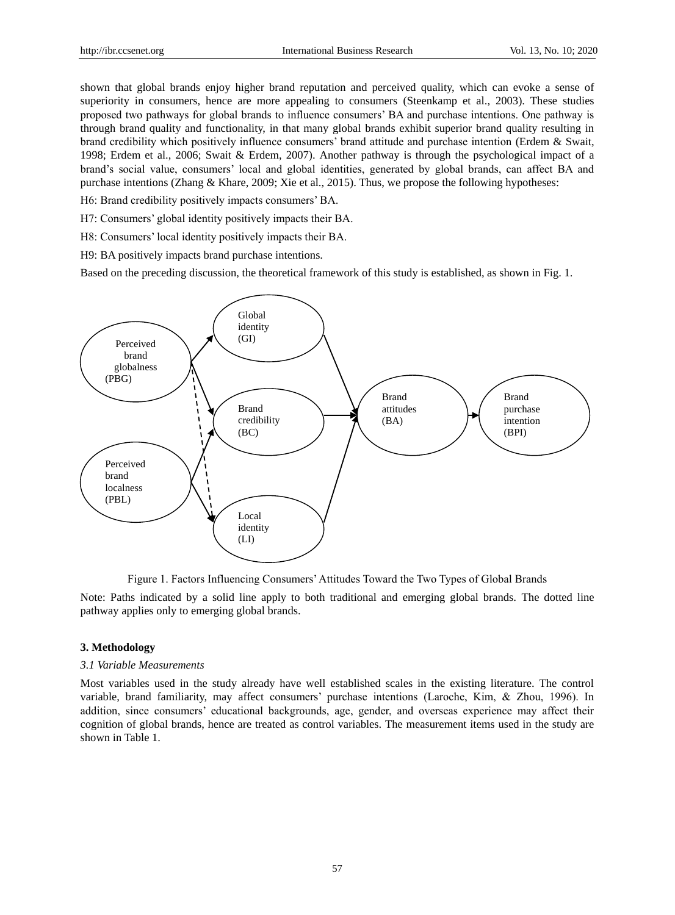shown that global brands enjoy higher brand reputation and perceived quality, which can evoke a sense of superiority in consumers, hence are more appealing to consumers (Steenkamp et al., 2003). These studies proposed two pathways for global brands to influence consumers' BA and purchase intentions. One pathway is through brand quality and functionality, in that many global brands exhibit superior brand quality resulting in brand credibility which positively influence consumers' brand attitude and purchase intention (Erdem & Swait, 1998; Erdem et al., 2006; Swait & Erdem, 2007). Another pathway is through the psychological impact of a brand's social value, consumers' local and global identities, generated by global brands, can affect BA and purchase intentions (Zhang & Khare, 2009; Xie et al., 2015). Thus, we propose the following hypotheses:

H6: Brand credibility positively impacts consumers' BA.

H7: Consumers' global identity positively impacts their BA.

H8: Consumers' local identity positively impacts their BA.

H9: BA positively impacts brand purchase intentions.

Based on the preceding discussion, the theoretical framework of this study is established, as shown in Fig. 1.

Figure 1. Factors Influencing Consumers' Attitudes Toward the Two Types of Global Brands

Note: Paths indicated by a solid line apply to both traditional and emerging global brands. The dotted line pathway applies only to emerging global brands.

## 3. Methodology

### *3.1 Variable Measurements*

Most variables used in the study already have well established scales in the existing literature. The control variable, brand familiarity, may affect consumers' purchase intentions (Laroche, Kim, & Zhou, 1996). In addition, since consumers' educational backgrounds, age, gender, and overseas experience may affect their cognition of global brands, hence are treated as control variables. The measurement items used in the study are shown in Table 1.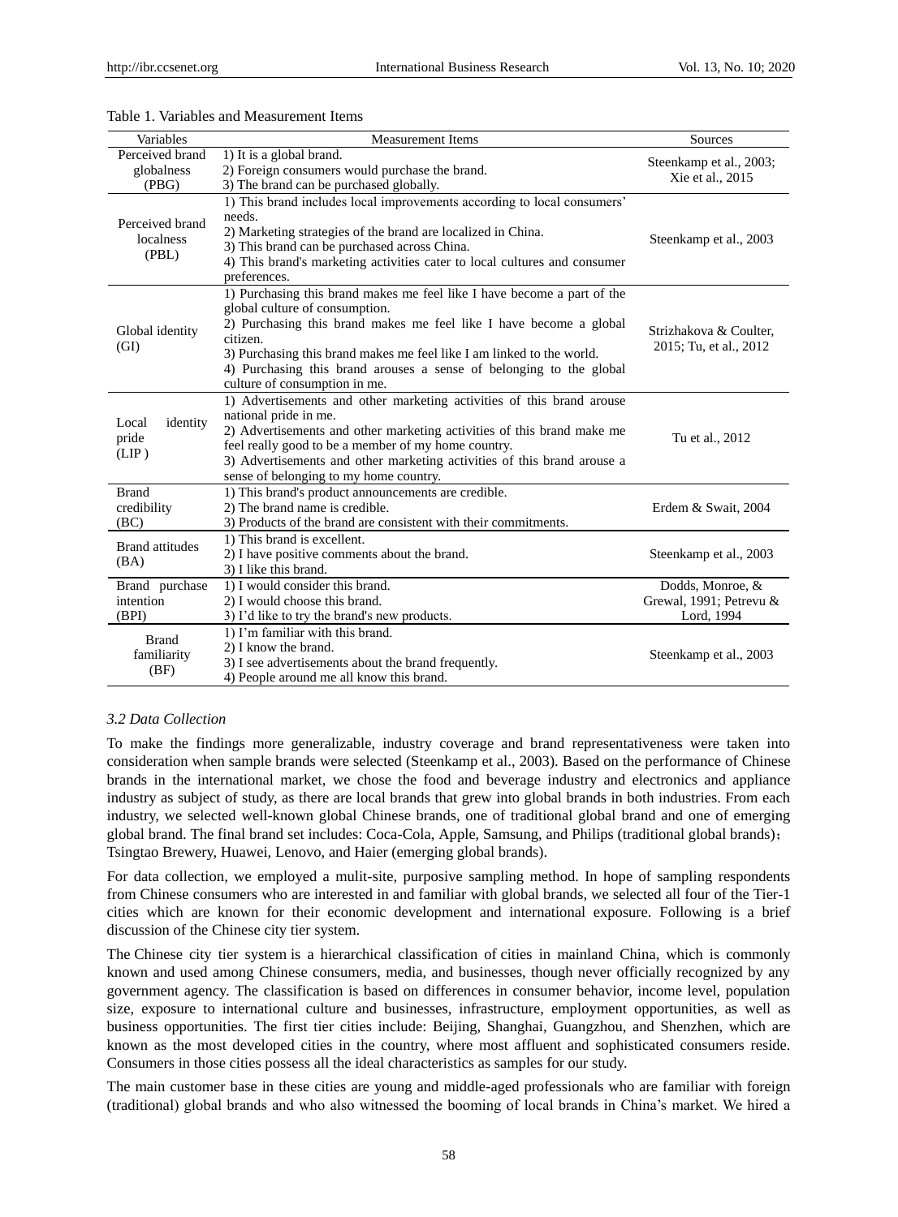Table 1. Variables and Measurement Items

| Variables | Measurement Items | Sources |
|---|---|---|
| Perceived brand globalness (PBG) | 1) It is a global brand.<br>2) Foreign consumers would purchase the brand.<br>3) The brand can be purchased globally. | Steenkamp et al., 2003; Xie et al., 2015 |
| Perceived brand localness (PBL) | 1) This brand includes local improvements according to local consumers' needs.<br>2) Marketing strategies of the brand are localized in China.<br>3) This brand can be purchased across China.<br>4) This brand's marketing activities cater to local cultures and consumer preferences. | Steenkamp et al., 2003 |
| Global identity (GI) | 1) Purchasing this brand makes me feel like I have become a part of the global culture of consumption.<br>2) Purchasing this brand makes me feel like I have become a global citizen.<br>3) Purchasing this brand makes me feel like I am linked to the world.<br>4) Purchasing this brand arouses a sense of belonging to the global culture of consumption in me. | Strizhakova & Coulter, 2015; Tu, et al., 2012 |
| Local identity pride (LIP ) | 1) Advertisements and other marketing activities of this brand arouse national pride in me.<br>2) Advertisements and other marketing activities of this brand make me feel really good to be a member of my home country.<br>3) Advertisements and other marketing activities of this brand arouse a sense of belonging to my home country. | Tu et al., 2012 |
| Brand credibility (BC) | 1) This brand's product announcements are credible.<br>2) The brand name is credible.<br>3) Products of the brand are consistent with their commitments. | Erdem & Swait, 2004 |
| Brand attitudes (BA) | 1) This brand is excellent.<br>2) I have positive comments about the brand.<br>3) I like this brand. | Steenkamp et al., 2003 |
| Brand purchase intention (BPI) | 1) I would consider this brand.<br>2) I would choose this brand.<br>3) I'd like to try the brand's new products. | Dodds, Monroe, & Grewal, 1991; Petrevu & Lord, 1994 |
| Brand familiarity (BF) | 1) I'm familiar with this brand.<br>2) I know the brand.<br>3) I see advertisements about the brand frequently.<br>4) People around me all know this brand. | Steenkamp et al., 2003 |

### *3.2 Data Collection*

To make the findings more generalizable, industry coverage and brand representativeness were taken into consideration when sample brands were selected (Steenkamp et al., 2003). Based on the performance of Chinese brands in the international market, we chose the food and beverage industry and electronics and appliance industry as subject of study, as there are local brands that grew into global brands in both industries. From each industry, we selected well-known global Chinese brands, one of traditional global brand and one of emerging global brand. The final brand set includes: Coca-Cola, Apple, Samsung, and Philips (traditional global brands)； Tsingtao Brewery, Huawei, Lenovo, and Haier (emerging global brands).

For data collection, we employed a mulit-site, purposive sampling method. In hope of sampling respondents from Chinese consumers who are interested in and familiar with global brands, we selected all four of the Tier-1 cities which are known for their economic development and international exposure. Following is a brief discussion of the Chinese city tier system.

The Chinese city tier system is a hierarchical classification of cities in mainland China, which is commonly known and used among Chinese consumers, media, and businesses, though never officially recognized by any government agency. The classification is based on differences in consumer behavior, income level, population size, exposure to international culture and businesses, infrastructure, employment opportunities, as well as business opportunities. The first tier cities include: Beijing, Shanghai, Guangzhou, and Shenzhen, which are known as the most developed cities in the country, where most affluent and sophisticated consumers reside. Consumers in those cities possess all the ideal characteristics as samples for our study.

The main customer base in these cities are young and middle-aged professionals who are familiar with foreign (traditional) global brands and who also witnessed the booming of local brands in China's market. We hired a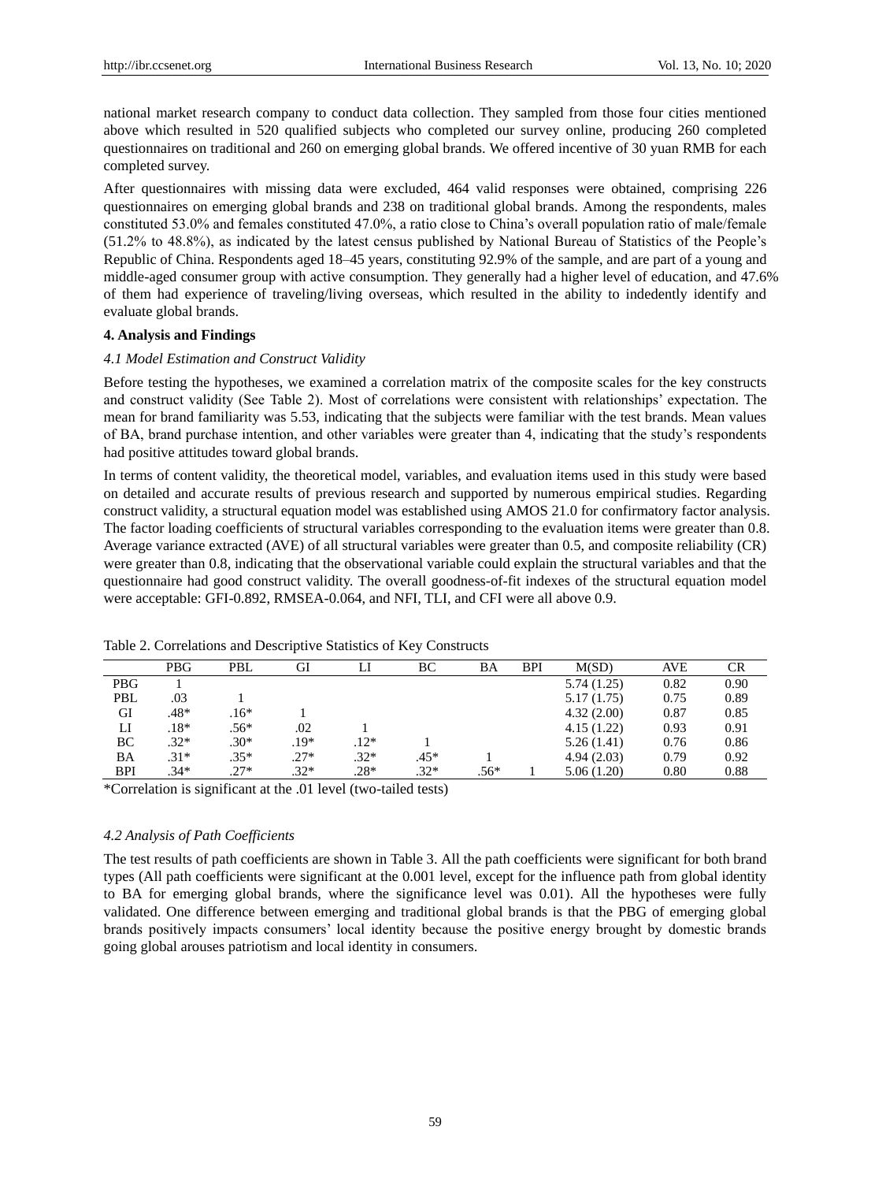national market research company to conduct data collection. They sampled from those four cities mentioned above which resulted in 520 qualified subjects who completed our survey online, producing 260 completed questionnaires on traditional and 260 on emerging global brands. We offered incentive of 30 yuan RMB for each completed survey.

After questionnaires with missing data were excluded, 464 valid responses were obtained, comprising 226 questionnaires on emerging global brands and 238 on traditional global brands. Among the respondents, males constituted 53.0% and females constituted 47.0%, a ratio close to China's overall population ratio of male/female (51.2% to 48.8%), as indicated by the latest census published by National Bureau of Statistics of the People's Republic of China. Respondents aged 18–45 years, constituting 92.9% of the sample, and are part of a young and middle-aged consumer group with active consumption. They generally had a higher level of education, and 47.6% of them had experience of traveling/living overseas, which resulted in the ability to indedently identify and evaluate global brands.

## 4. Analysis and Findings

### *4.1 Model Estimation and Construct Validity*

Before testing the hypotheses, we examined a correlation matrix of the composite scales for the key constructs and construct validity (See Table 2). Most of correlations were consistent with relationships' expectation. The mean for brand familiarity was 5.53, indicating that the subjects were familiar with the test brands. Mean values of BA, brand purchase intention, and other variables were greater than 4, indicating that the study's respondents had positive attitudes toward global brands.

In terms of content validity, the theoretical model, variables, and evaluation items used in this study were based on detailed and accurate results of previous research and supported by numerous empirical studies. Regarding construct validity, a structural equation model was established using AMOS 21.0 for confirmatory factor analysis. The factor loading coefficients of structural variables corresponding to the evaluation items were greater than 0.8. Average variance extracted (AVE) of all structural variables were greater than 0.5, and composite reliability (CR) were greater than 0.8, indicating that the observational variable could explain the structural variables and that the questionnaire had good construct validity. The overall goodness-of-fit indexes of the structural equation model were acceptable: GFI-0.892, RMSEA-0.064, and NFI, TLI, and CFI were all above 0.9.

Table 2. Correlations and Descriptive Statistics of Key Constructs

| | PBG | PBL | GI | LI | BC | BA | BPI | M(SD) | AVE | CR |
|---|---|---|---|---|---|---|---|---|---|---|
| PBG | 1 | | | | | | | 5.74 (1.25) | 0.82 | 0.90 |
| PBL | .03 | 1 | | | | | | 5.17 (1.75) | 0.75 | 0.89 |
| GI | .48* | .16* | 1 | | | | | 4.32 (2.00) | 0.87 | 0.85 |
| LI | .18* | .56* | .02 | 1 | | | | 4.15 (1.22) | 0.93 | 0.91 |
| BC | .32* | .30* | .19* | .12* | 1 | | | 5.26 (1.41) | 0.76 | 0.86 |
| BA | .31* | .35* | .27* | .32* | .45* | 1 | | 4.94 (2.03) | 0.79 | 0.92 |
| BPI | .34* | .27* | .32* | .28* | .32* | .56* | 1 | 5.06 (1.20) | 0.80 | 0.88 |

*Correlation is significant at the .01 level (two-tailed tests)

### *4.2 Analysis of Path Coefficients*

The test results of path coefficients are shown in Table 3. All the path coefficients were significant for both brand types (All path coefficients were significant at the 0.001 level, except for the influence path from global identity to BA for emerging global brands, where the significance level was 0.01). All the hypotheses were fully validated. One difference between emerging and traditional global brands is that the PBG of emerging global brands positively impacts consumers' local identity because the positive energy brought by domestic brands going global arouses patriotism and local identity in consumers.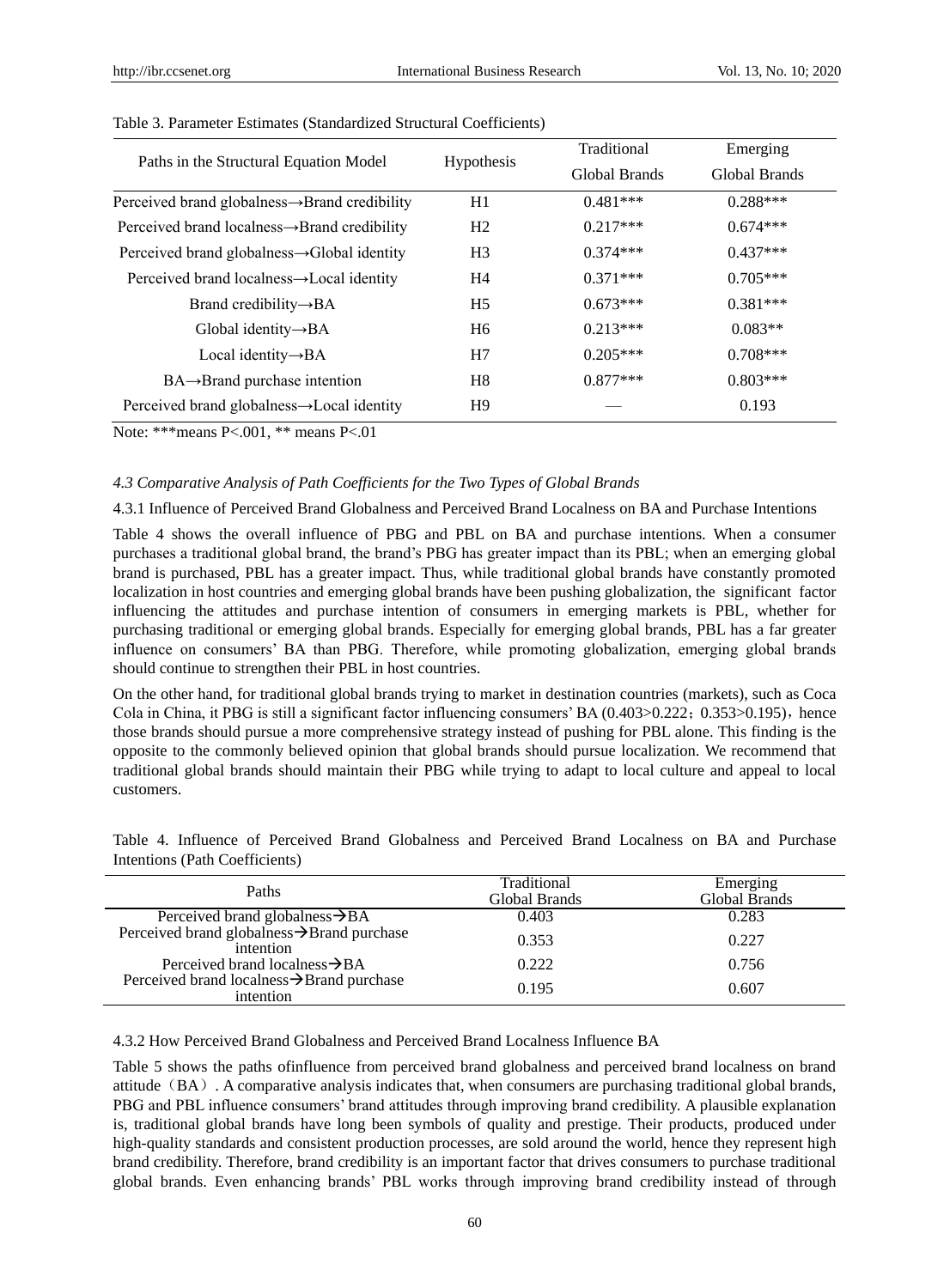Table 3. Parameter Estimates (Standardized Structural Coefficients)

| Paths in the Structural Equation Model | Hypothesis | Traditional Global Brands | Emerging Global Brands |
|---|---|---|---|
| Perceived brand globalness→Brand credibility | H1 | 0.481*** | 0.288*** |
| Perceived brand localness→Brand credibility | H2 | 0.217*** | 0.674*** |
| Perceived brand globalness→Global identity | H3 | 0.374*** | 0.437*** |
| Perceived brand localness→Local identity | H4 | 0.371*** | 0.705*** |
| Brand credibility→BA | H5 | 0.673*** | 0.381*** |
| Global identity→BA | H6 | 0.213*** | 0.083** |
| Local identity→BA | H7 | 0.205*** | 0.708*** |
| BA→Brand purchase intention | H8 | 0.877*** | 0.803*** |
| Perceived brand globalness→Local identity | H9 | — | 0.193 |

Note: ***means P<.001, ** means P<.01

#### *4.3 Comparative Analysis of Path Coefficients for the Two Types of Global Brands*

4.3.1 Influence of Perceived Brand Globalness and Perceived Brand Localness on BA and Purchase Intentions

Table 4 shows the overall influence of PBG and PBL on BA and purchase intentions. When a consumer purchases a traditional global brand, the brand's PBG has greater impact than its PBL; when an emerging global brand is purchased, PBL has a greater impact. Thus, while traditional global brands have constantly promoted localization in host countries and emerging global brands have been pushing globalization, the significant factor influencing the attitudes and purchase intention of consumers in emerging markets is PBL, whether for purchasing traditional or emerging global brands. Especially for emerging global brands, PBL has a far greater influence on consumers' BA than PBG. Therefore, while promoting globalization, emerging global brands should continue to strengthen their PBL in host countries.

On the other hand, for traditional global brands trying to market in destination countries (markets), such as Coca Cola in China, it PBG is still a significant factor influencing consumers' BA (0.403>0.222；0.353>0.195)，hence those brands should pursue a more comprehensive strategy instead of pushing for PBL alone. This finding is the opposite to the commonly believed opinion that global brands should pursue localization. We recommend that traditional global brands should maintain their PBG while trying to adapt to local culture and appeal to local customers.

Table 4. Influence of Perceived Brand Globalness and Perceived Brand Localness on BA and Purchase Intentions (Path Coefficients)

| Paths | Traditional Global Brands | Emerging Global Brands |
|---|---|---|
| Perceived brand globalness→BA | 0.403 | 0.283 |
| Perceived brand globalness→Brand purchase intention | 0.353 | 0.227 |
| Perceived brand localness→BA | 0.222 | 0.756 |
| Perceived brand localness→Brand purchase intention | 0.195 | 0.607 |

4.3.2 How Perceived Brand Globalness and Perceived Brand Localness Influence BA

Table 5 shows the paths ofinfluence from perceived brand globalness and perceived brand localness on brand attitude（BA）. A comparative analysis indicates that, when consumers are purchasing traditional global brands, PBG and PBL influence consumers' brand attitudes through improving brand credibility. A plausible explanation is, traditional global brands have long been symbols of quality and prestige. Their products, produced under high-quality standards and consistent production processes, are sold around the world, hence they represent high brand credibility. Therefore, brand credibility is an important factor that drives consumers to purchase traditional global brands. Even enhancing brands' PBL works through improving brand credibility instead of through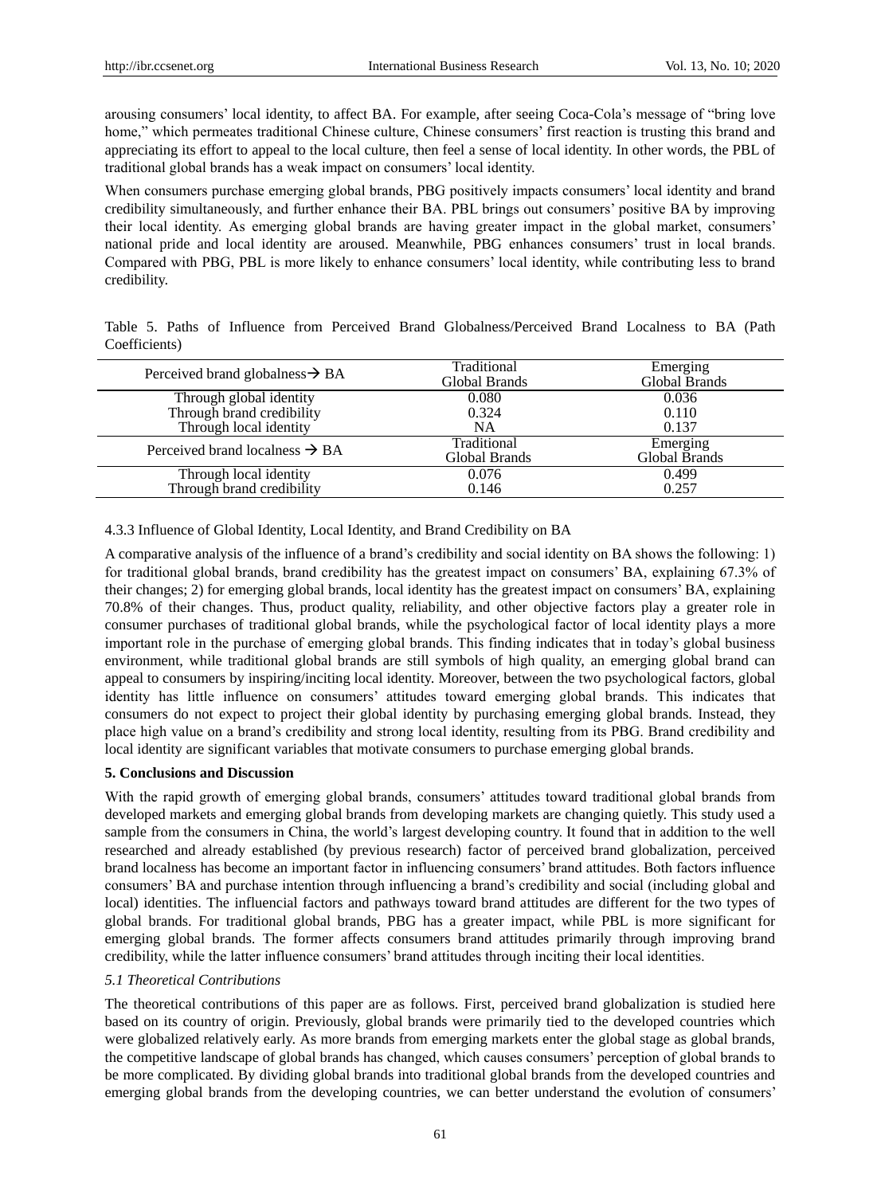arousing consumers' local identity, to affect BA. For example, after seeing Coca-Cola's message of "bring love home," which permeates traditional Chinese culture, Chinese consumers' first reaction is trusting this brand and appreciating its effort to appeal to the local culture, then feel a sense of local identity. In other words, the PBL of traditional global brands has a weak impact on consumers' local identity.

When consumers purchase emerging global brands, PBG positively impacts consumers' local identity and brand credibility simultaneously, and further enhance their BA. PBL brings out consumers' positive BA by improving their local identity. As emerging global brands are having greater impact in the global market, consumers' national pride and local identity are aroused. Meanwhile, PBG enhances consumers' trust in local brands. Compared with PBG, PBL is more likely to enhance consumers' local identity, while contributing less to brand credibility.

Table 5. Paths of Influence from Perceived Brand Globalness/Perceived Brand Localness to BA (Path Coefficients)

| Perceived brand globalness→ BA | Traditional Global Brands | Emerging Global Brands |
|---|---|---|
| Through global identity | 0.080 | 0.036 |
| Through brand credibility | 0.324 | 0.110 |
| Through local identity | NA | 0.137 |
| **Perceived brand localness → BA** | **Traditional Global Brands** | **Emerging Global Brands** |
| Through local identity | 0.076 | 0.499 |
| Through brand credibility | 0.146 | 0.257 |

#### 4.3.3 Influence of Global Identity, Local Identity, and Brand Credibility on BA

A comparative analysis of the influence of a brand's credibility and social identity on BA shows the following: 1) for traditional global brands, brand credibility has the greatest impact on consumers' BA, explaining 67.3% of their changes; 2) for emerging global brands, local identity has the greatest impact on consumers' BA, explaining 70.8% of their changes. Thus, product quality, reliability, and other objective factors play a greater role in consumer purchases of traditional global brands, while the psychological factor of local identity plays a more important role in the purchase of emerging global brands. This finding indicates that in today's global business environment, while traditional global brands are still symbols of high quality, an emerging global brand can appeal to consumers by inspiring/inciting local identity. Moreover, between the two psychological factors, global identity has little influence on consumers' attitudes toward emerging global brands. This indicates that consumers do not expect to project their global identity by purchasing emerging global brands. Instead, they place high value on a brand's credibility and strong local identity, resulting from its PBG. Brand credibility and local identity are significant variables that motivate consumers to purchase emerging global brands.

## 5. Conclusions and Discussion

With the rapid growth of emerging global brands, consumers' attitudes toward traditional global brands from developed markets and emerging global brands from developing markets are changing quietly. This study used a sample from the consumers in China, the world's largest developing country. It found that in addition to the well researched and already established (by previous research) factor of perceived brand globalization, perceived brand localness has become an important factor in influencing consumers' brand attitudes. Both factors influence consumers' BA and purchase intention through influencing a brand's credibility and social (including global and local) identities. The influencial factors and pathways toward brand attitudes are different for the two types of global brands. For traditional global brands, PBG has a greater impact, while PBL is more significant for emerging global brands. The former affects consumers brand attitudes primarily through improving brand credibility, while the latter influence consumers' brand attitudes through inciting their local identities.

### *5.1 Theoretical Contributions*

The theoretical contributions of this paper are as follows. First, perceived brand globalization is studied here based on its country of origin. Previously, global brands were primarily tied to the developed countries which were globalized relatively early. As more brands from emerging markets enter the global stage as global brands, the competitive landscape of global brands has changed, which causes consumers' perception of global brands to be more complicated. By dividing global brands into traditional global brands from the developed countries and emerging global brands from the developing countries, we can better understand the evolution of consumers'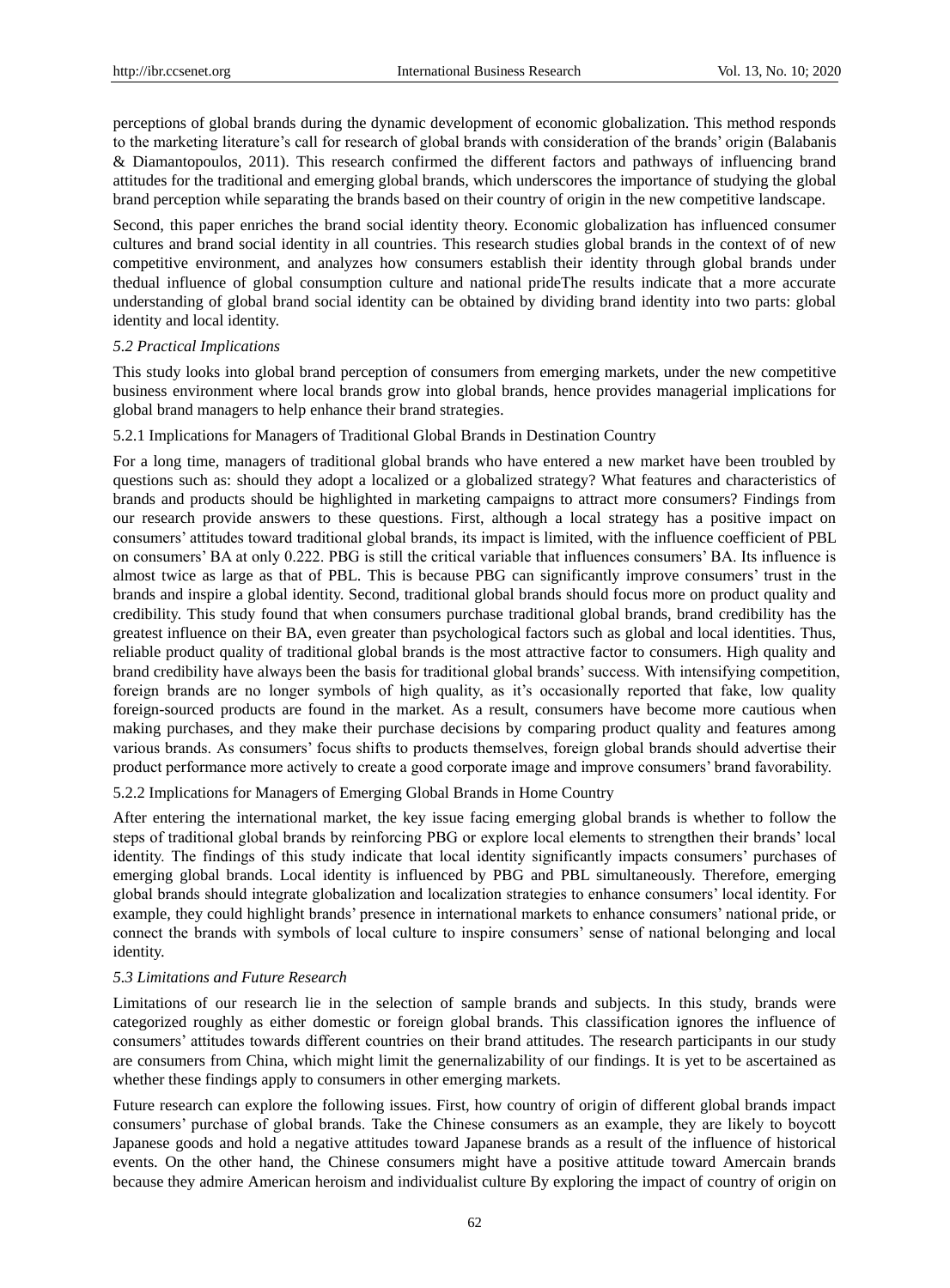perceptions of global brands during the dynamic development of economic globalization. This method responds to the marketing literature's call for research of global brands with consideration of the brands' origin (Balabanis & Diamantopoulos, 2011). This research confirmed the different factors and pathways of influencing brand attitudes for the traditional and emerging global brands, which underscores the importance of studying the global brand perception while separating the brands based on their country of origin in the new competitive landscape.

Second, this paper enriches the brand social identity theory. Economic globalization has influenced consumer cultures and brand social identity in all countries. This research studies global brands in the context of of new competitive environment, and analyzes how consumers establish their identity through global brands under thedual influence of global consumption culture and national prideThe results indicate that a more accurate understanding of global brand social identity can be obtained by dividing brand identity into two parts: global identity and local identity.

### *5.2 Practical Implications*

This study looks into global brand perception of consumers from emerging markets, under the new competitive business environment where local brands grow into global brands, hence provides managerial implications for global brand managers to help enhance their brand strategies.

#### 5.2.1 Implications for Managers of Traditional Global Brands in Destination Country

For a long time, managers of traditional global brands who have entered a new market have been troubled by questions such as: should they adopt a localized or a globalized strategy? What features and characteristics of brands and products should be highlighted in marketing campaigns to attract more consumers? Findings from our research provide answers to these questions. First, although a local strategy has a positive impact on consumers' attitudes toward traditional global brands, its impact is limited, with the influence coefficient of PBL on consumers' BA at only 0.222. PBG is still the critical variable that influences consumers' BA. Its influence is almost twice as large as that of PBL. This is because PBG can significantly improve consumers' trust in the brands and inspire a global identity. Second, traditional global brands should focus more on product quality and credibility. This study found that when consumers purchase traditional global brands, brand credibility has the greatest influence on their BA, even greater than psychological factors such as global and local identities. Thus, reliable product quality of traditional global brands is the most attractive factor to consumers. High quality and brand credibility have always been the basis for traditional global brands' success. With intensifying competition, foreign brands are no longer symbols of high quality, as it's occasionally reported that fake, low quality foreign-sourced products are found in the market. As a result, consumers have become more cautious when making purchases, and they make their purchase decisions by comparing product quality and features among various brands. As consumers' focus shifts to products themselves, foreign global brands should advertise their product performance more actively to create a good corporate image and improve consumers' brand favorability.

#### 5.2.2 Implications for Managers of Emerging Global Brands in Home Country

After entering the international market, the key issue facing emerging global brands is whether to follow the steps of traditional global brands by reinforcing PBG or explore local elements to strengthen their brands' local identity. The findings of this study indicate that local identity significantly impacts consumers' purchases of emerging global brands. Local identity is influenced by PBG and PBL simultaneously. Therefore, emerging global brands should integrate globalization and localization strategies to enhance consumers' local identity. For example, they could highlight brands' presence in international markets to enhance consumers' national pride, or connect the brands with symbols of local culture to inspire consumers' sense of national belonging and local identity.

### *5.3 Limitations and Future Research*

Limitations of our research lie in the selection of sample brands and subjects. In this study, brands were categorized roughly as either domestic or foreign global brands. This classification ignores the influence of consumers' attitudes towards different countries on their brand attitudes. The research participants in our study are consumers from China, which might limit the genernalizability of our findings. It is yet to be ascertained as whether these findings apply to consumers in other emerging markets.

Future research can explore the following issues. First, how country of origin of different global brands impact consumers' purchase of global brands. Take the Chinese consumers as an example, they are likely to boycott Japanese goods and hold a negative attitudes toward Japanese brands as a result of the influence of historical events. On the other hand, the Chinese consumers might have a positive attitude toward Amercain brands because they admire American heroism and individualist culture By exploring the impact of country of origin on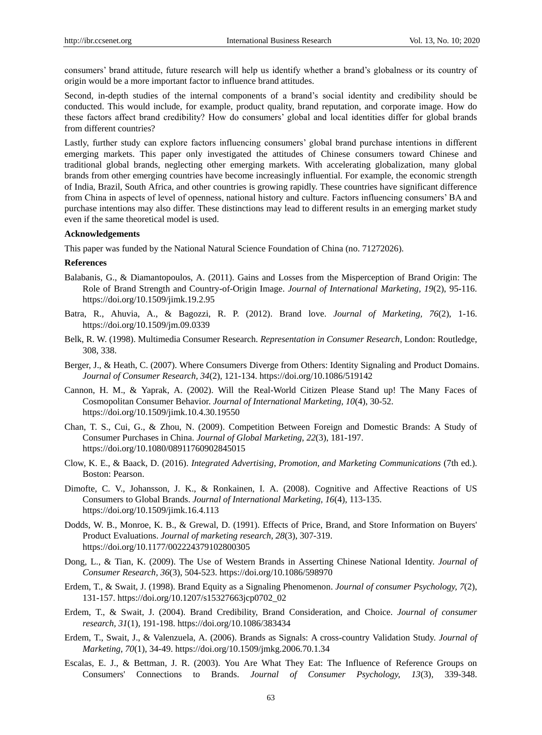consumers' brand attitude, future research will help us identify whether a brand's globalness or its country of origin would be a more important factor to influence brand attitudes.

Second, in-depth studies of the internal components of a brand's social identity and credibility should be conducted. This would include, for example, product quality, brand reputation, and corporate image. How do these factors affect brand credibility? How do consumers' global and local identities differ for global brands from different countries?

Lastly, further study can explore factors influencing consumers' global brand purchase intentions in different emerging markets. This paper only investigated the attitudes of Chinese consumers toward Chinese and traditional global brands, neglecting other emerging markets. With accelerating globalization, many global brands from other emerging countries have become increasingly influential. For example, the economic strength of India, Brazil, South Africa, and other countries is growing rapidly. These countries have significant difference from China in aspects of level of openness, national history and culture. Factors influencing consumers' BA and purchase intentions may also differ. These distinctions may lead to different results in an emerging market study even if the same theoretical model is used.

### Acknowledgements

This paper was funded by the National Natural Science Foundation of China (no. 71272026).

### References

Balabanis, G., & Diamantopoulos, A. (2011). Gains and Losses from the Misperception of Brand Origin: The Role of Brand Strength and Country-of-Origin Image. *Journal of International Marketing, 19*(2), 95-116. https://doi.org/10.1509/jimk.19.2.95

Batra, R., Ahuvia, A., & Bagozzi, R. P. (2012). Brand love. *Journal of Marketing, 76*(2), 1-16. https://doi.org/10.1509/jm.09.0339

Belk, R. W. (1998). Multimedia Consumer Research. *Representation in Consumer Research*, London: Routledge, 308, 338.

Berger, J., & Heath, C. (2007). Where Consumers Diverge from Others: Identity Signaling and Product Domains. *Journal of Consumer Research, 34*(2), 121-134. https://doi.org/10.1086/519142

Cannon, H. M., & Yaprak, A. (2002). Will the Real-World Citizen Please Stand up! The Many Faces of Cosmopolitan Consumer Behavior. *Journal of International Marketing, 10*(4), 30-52. https://doi.org/10.1509/jimk.10.4.30.19550

Chan, T. S., Cui, G., & Zhou, N. (2009). Competition Between Foreign and Domestic Brands: A Study of Consumer Purchases in China. *Journal of Global Marketing, 22*(3), 181-197. https://doi.org/10.1080/08911760902845015

Clow, K. E., & Baack, D. (2016). *Integrated Advertising, Promotion, and Marketing Communications* (7th ed.). Boston: Pearson.

Dimofte, C. V., Johansson, J. K., & Ronkainen, I. A. (2008). Cognitive and Affective Reactions of US Consumers to Global Brands. *Journal of International Marketing, 16*(4), 113-135. https://doi.org/10.1509/jimk.16.4.113

Dodds, W. B., Monroe, K. B., & Grewal, D. (1991). Effects of Price, Brand, and Store Information on Buyers' Product Evaluations. *Journal of marketing research, 28*(3), 307-319. https://doi.org/10.1177/002224379102800305

Dong, L., & Tian, K. (2009). The Use of Western Brands in Asserting Chinese National Identity. *Journal of Consumer Research, 36*(3), 504-523. https://doi.org/10.1086/598970

Erdem, T., & Swait, J. (1998). Brand Equity as a Signaling Phenomenon. *Journal of consumer Psychology, 7*(2), 131-157. https://doi.org/10.1207/s15327663jcp0702_02

Erdem, T., & Swait, J. (2004). Brand Credibility, Brand Consideration, and Choice. *Journal of consumer research, 31*(1), 191-198. https://doi.org/10.1086/383434

Erdem, T., Swait, J., & Valenzuela, A. (2006). Brands as Signals: A cross-country Validation Study. *Journal of Marketing, 70*(1), 34-49. https://doi.org/10.1509/jmkg.2006.70.1.34

Escalas, E. J., & Bettman, J. R. (2003). You Are What They Eat: The Influence of Reference Groups on Consumers' Connections to Brands. *Journal of Consumer Psychology, 13*(3), 339-348.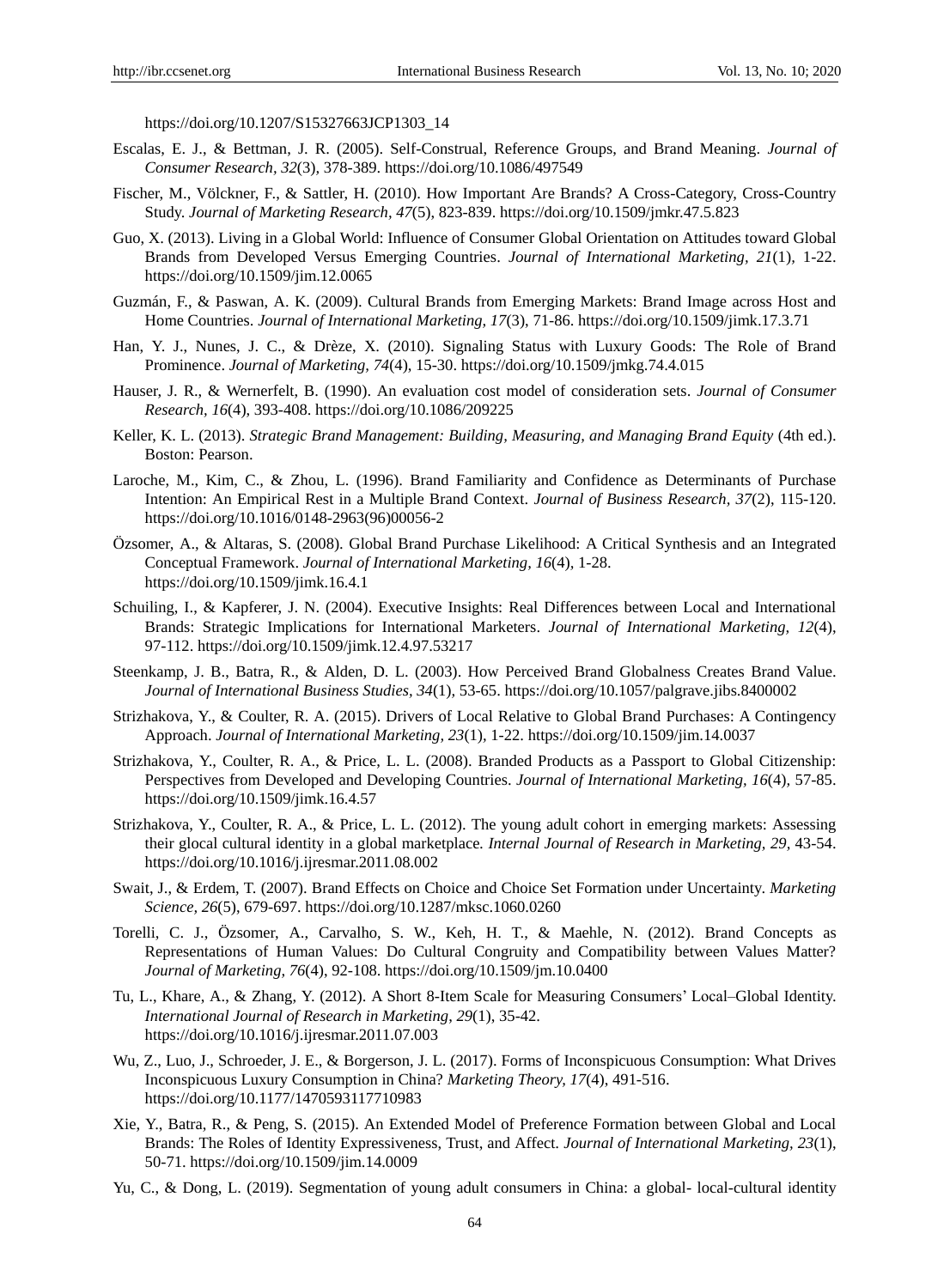https://doi.org/10.1207/S15327663JCP1303_14

Escalas, E. J., & Bettman, J. R. (2005). Self-Construal, Reference Groups, and Brand Meaning. *Journal of Consumer Research, 32*(3), 378-389. https://doi.org/10.1086/497549

Fischer, M., Völckner, F., & Sattler, H. (2010). How Important Are Brands? A Cross-Category, Cross-Country Study. *Journal of Marketing Research, 47*(5), 823-839. https://doi.org/10.1509/jmkr.47.5.823

Guo, X. (2013). Living in a Global World: Influence of Consumer Global Orientation on Attitudes toward Global Brands from Developed Versus Emerging Countries. *Journal of International Marketing, 21*(1), 1-22. https://doi.org/10.1509/jim.12.0065

Guzmán, F., & Paswan, A. K. (2009). Cultural Brands from Emerging Markets: Brand Image across Host and Home Countries. *Journal of International Marketing, 17*(3), 71-86. https://doi.org/10.1509/jimk.17.3.71

Han, Y. J., Nunes, J. C., & Drèze, X. (2010). Signaling Status with Luxury Goods: The Role of Brand Prominence. *Journal of Marketing, 74*(4), 15-30. https://doi.org/10.1509/jmkg.74.4.015

Hauser, J. R., & Wernerfelt, B. (1990). An evaluation cost model of consideration sets. *Journal of Consumer Research, 16*(4), 393-408. https://doi.org/10.1086/209225

Keller, K. L. (2013). *Strategic Brand Management: Building, Measuring, and Managing Brand Equity* (4th ed.). Boston: Pearson.

Laroche, M., Kim, C., & Zhou, L. (1996). Brand Familiarity and Confidence as Determinants of Purchase Intention: An Empirical Rest in a Multiple Brand Context. *Journal of Business Research, 37*(2), 115-120. https://doi.org/10.1016/0148-2963(96)00056-2

Özsomer, A., & Altaras, S. (2008). Global Brand Purchase Likelihood: A Critical Synthesis and an Integrated Conceptual Framework. *Journal of International Marketing, 16*(4), 1-28. https://doi.org/10.1509/jimk.16.4.1

Schuiling, I., & Kapferer, J. N. (2004). Executive Insights: Real Differences between Local and International Brands: Strategic Implications for International Marketers. *Journal of International Marketing, 12*(4), 97-112. https://doi.org/10.1509/jimk.12.4.97.53217

Steenkamp, J. B., Batra, R., & Alden, D. L. (2003). How Perceived Brand Globalness Creates Brand Value. *Journal of International Business Studies, 34*(1), 53-65. https://doi.org/10.1057/palgrave.jibs.8400002

Strizhakova, Y., & Coulter, R. A. (2015). Drivers of Local Relative to Global Brand Purchases: A Contingency Approach. *Journal of International Marketing, 23*(1), 1-22. https://doi.org/10.1509/jim.14.0037

Strizhakova, Y., Coulter, R. A., & Price, L. L. (2008). Branded Products as a Passport to Global Citizenship: Perspectives from Developed and Developing Countries. *Journal of International Marketing, 16*(4), 57-85. https://doi.org/10.1509/jimk.16.4.57

Strizhakova, Y., Coulter, R. A., & Price, L. L. (2012). The young adult cohort in emerging markets: Assessing their glocal cultural identity in a global marketplace. *Internal Journal of Research in Marketing, 29*, 43-54. https://doi.org/10.1016/j.ijresmar.2011.08.002

Swait, J., & Erdem, T. (2007). Brand Effects on Choice and Choice Set Formation under Uncertainty. *Marketing Science, 26*(5), 679-697. https://doi.org/10.1287/mksc.1060.0260

Torelli, C. J., Özsomer, A., Carvalho, S. W., Keh, H. T., & Maehle, N. (2012). Brand Concepts as Representations of Human Values: Do Cultural Congruity and Compatibility between Values Matter? *Journal of Marketing, 76*(4), 92-108. https://doi.org/10.1509/jm.10.0400

Tu, L., Khare, A., & Zhang, Y. (2012). A Short 8-Item Scale for Measuring Consumers' Local–Global Identity. *International Journal of Research in Marketing, 29*(1), 35-42. https://doi.org/10.1016/j.ijresmar.2011.07.003

Wu, Z., Luo, J., Schroeder, J. E., & Borgerson, J. L. (2017). Forms of Inconspicuous Consumption: What Drives Inconspicuous Luxury Consumption in China? *Marketing Theory, 17*(4), 491-516. https://doi.org/10.1177/1470593117710983

Xie, Y., Batra, R., & Peng, S. (2015). An Extended Model of Preference Formation between Global and Local Brands: The Roles of Identity Expressiveness, Trust, and Affect. *Journal of International Marketing, 23*(1), 50-71. https://doi.org/10.1509/jim.14.0009

Yu, C., & Dong, L. (2019). Segmentation of young adult consumers in China: a global- local-cultural identity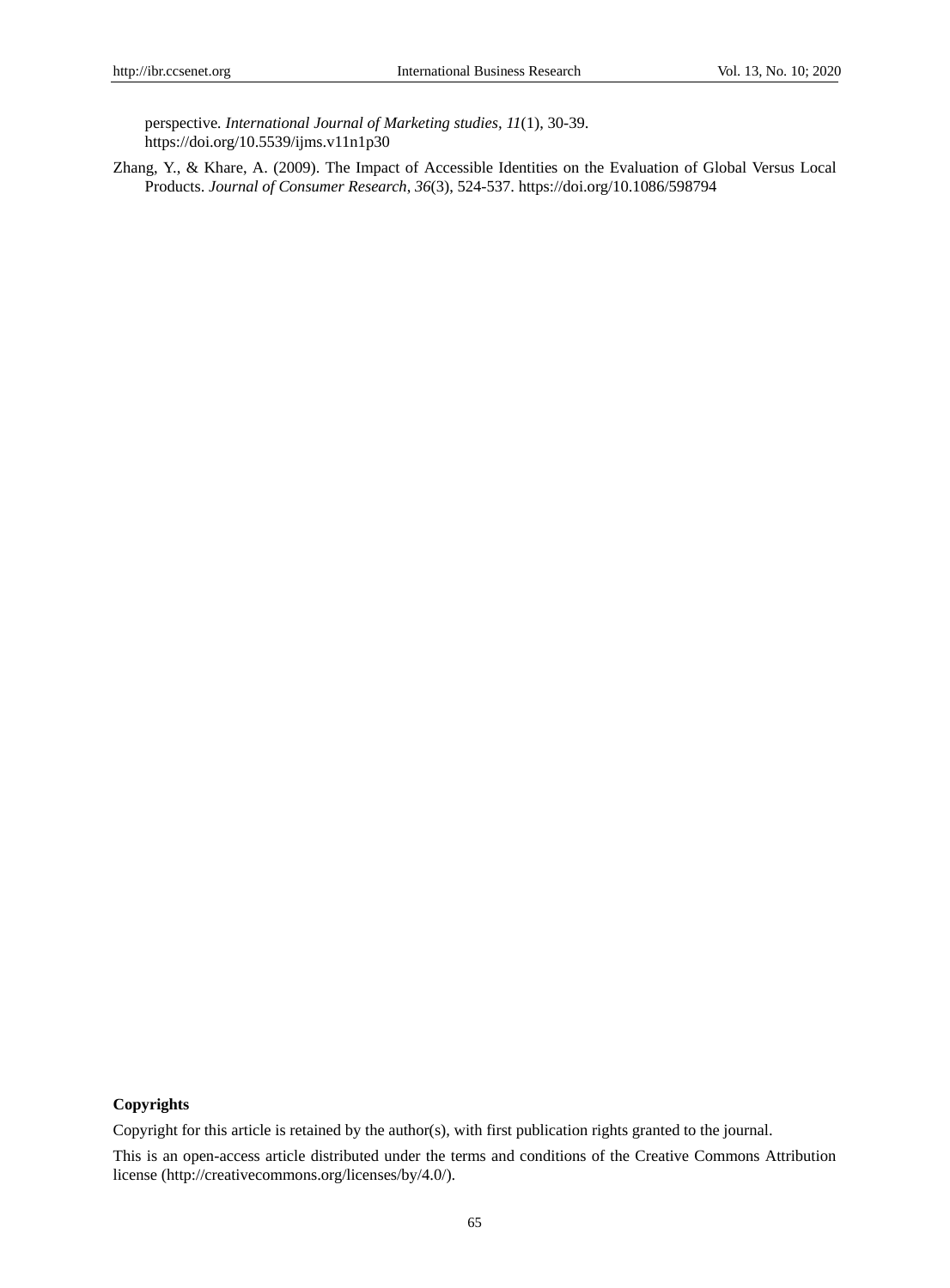perspective. *International Journal of Marketing studies, 11*(1), 30-39. https://doi.org/10.5539/ijms.v11n1p30

Zhang, Y., & Khare, A. (2009). The Impact of Accessible Identities on the Evaluation of Global Versus Local Products. *Journal of Consumer Research, 36*(3), 524-537. https://doi.org/10.1086/598794

**Copyrights**

Copyright for this article is retained by the author(s), with first publication rights granted to the journal.

This is an open-access article distributed under the terms and conditions of the Creative Commons Attribution license (http://creativecommons.org/licenses/by/4.0/).